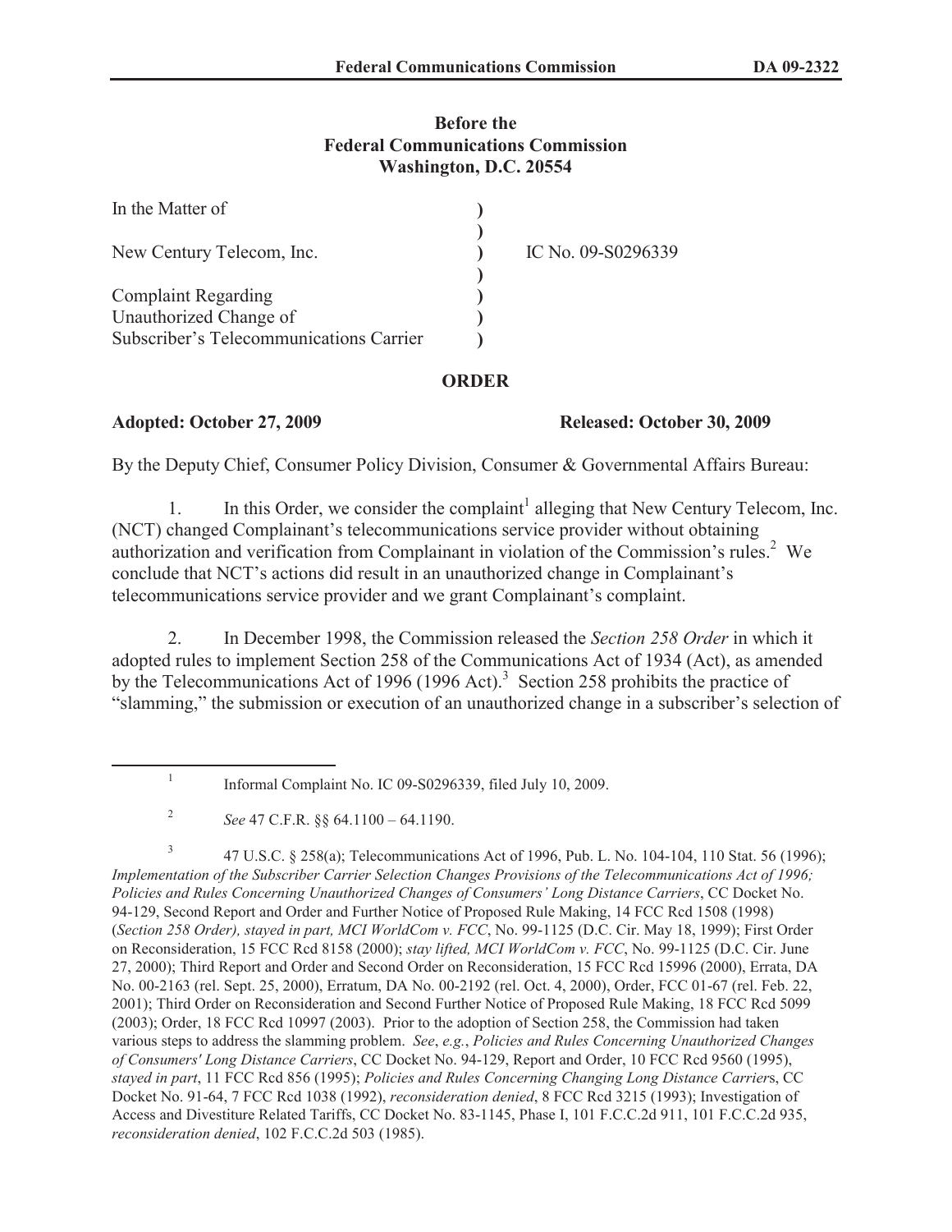**Before the**
**Federal Communications Commission**
**Washington, D.C. 20554**

| | | |
|---|---|---|
| In the Matter of | ) | |
| | ) | |
| New Century Telecom, Inc. | ) | IC No. 09-S0296339 |
| | ) | |
| Complaint Regarding | ) | |
| Unauthorized Change of | ) | |
| Subscriber's Telecommunications Carrier | ) | |

**ORDER**

**Adopted: October 27, 2009** **Released: October 30, 2009**

By the Deputy Chief, Consumer Policy Division, Consumer & Governmental Affairs Bureau:

1. In this Order, we consider the complaint[1] alleging that New Century Telecom, Inc. (NCT) changed Complainant's telecommunications service provider without obtaining authorization and verification from Complainant in violation of the Commission's rules.[2] We conclude that NCT's actions did result in an unauthorized change in Complainant's telecommunications service provider and we grant Complainant's complaint.

2. In December 1998, the Commission released the *Section 258 Order* in which it adopted rules to implement Section 258 of the Communications Act of 1934 (Act), as amended by the Telecommunications Act of 1996 (1996 Act).[3] Section 258 prohibits the practice of "slamming," the submission or execution of an unauthorized change in a subscriber's selection of

---

[1] Informal Complaint No. IC 09-S0296339, filed July 10, 2009.

[2] *See* 47 C.F.R. §§ 64.1100 – 64.1190.

[3] 47 U.S.C. § 258(a); Telecommunications Act of 1996, Pub. L. No. 104-104, 110 Stat. 56 (1996); *Implementation of the Subscriber Carrier Selection Changes Provisions of the Telecommunications Act of 1996; Policies and Rules Concerning Unauthorized Changes of Consumers' Long Distance Carriers*, CC Docket No. 94-129, Second Report and Order and Further Notice of Proposed Rule Making, 14 FCC Rcd 1508 (1998) (*Section 258 Order), stayed in part, MCI WorldCom v. FCC*, No. 99-1125 (D.C. Cir. May 18, 1999); First Order on Reconsideration, 15 FCC Rcd 8158 (2000); *stay lifted, MCI WorldCom v. FCC*, No. 99-1125 (D.C. Cir. June 27, 2000); Third Report and Order and Second Order on Reconsideration, 15 FCC Rcd 15996 (2000), Errata, DA No. 00-2163 (rel. Sept. 25, 2000), Erratum, DA No. 00-2192 (rel. Oct. 4, 2000), Order, FCC 01-67 (rel. Feb. 22, 2001); Third Order on Reconsideration and Second Further Notice of Proposed Rule Making, 18 FCC Rcd 5099 (2003); Order, 18 FCC Rcd 10997 (2003). Prior to the adoption of Section 258, the Commission had taken various steps to address the slamming problem. *See*, *e.g.*, *Policies and Rules Concerning Unauthorized Changes of Consumers' Long Distance Carriers*, CC Docket No. 94-129, Report and Order, 10 FCC Rcd 9560 (1995), *stayed in part*, 11 FCC Rcd 856 (1995); *Policies and Rules Concerning Changing Long Distance Carrier*s, CC Docket No. 91-64, 7 FCC Rcd 1038 (1992), *reconsideration denied*, 8 FCC Rcd 3215 (1993); Investigation of Access and Divestiture Related Tariffs, CC Docket No. 83-1145, Phase I, 101 F.C.C.2d 911, 101 F.C.C.2d 935, *reconsideration denied*, 102 F.C.C.2d 503 (1985).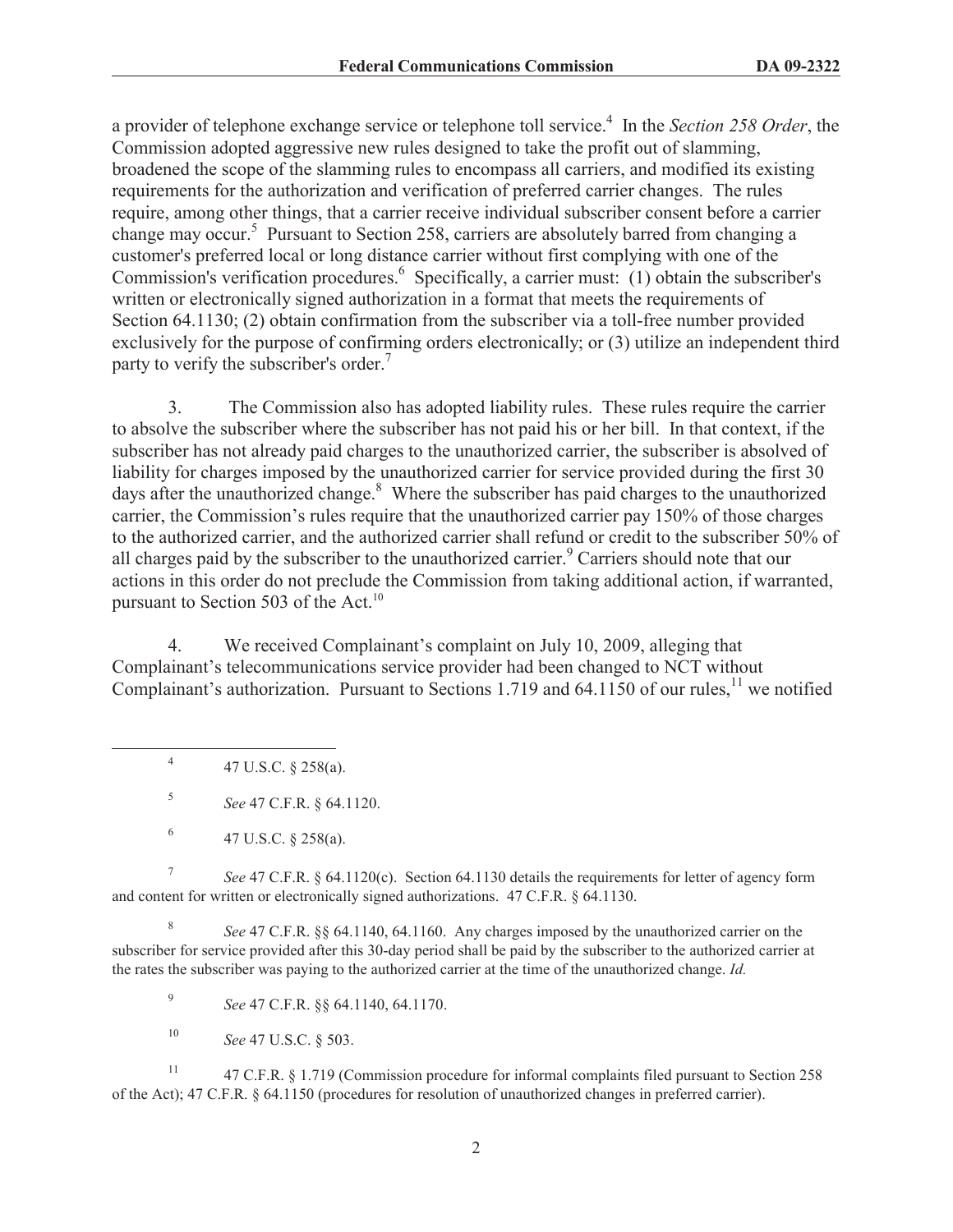a provider of telephone exchange service or telephone toll service.[4] In the *Section 258 Order*, the Commission adopted aggressive new rules designed to take the profit out of slamming, broadened the scope of the slamming rules to encompass all carriers, and modified its existing requirements for the authorization and verification of preferred carrier changes. The rules require, among other things, that a carrier receive individual subscriber consent before a carrier change may occur.[5] Pursuant to Section 258, carriers are absolutely barred from changing a customer's preferred local or long distance carrier without first complying with one of the Commission's verification procedures.[6] Specifically, a carrier must: (1) obtain the subscriber's written or electronically signed authorization in a format that meets the requirements of Section 64.1130; (2) obtain confirmation from the subscriber via a toll-free number provided exclusively for the purpose of confirming orders electronically; or (3) utilize an independent third party to verify the subscriber's order.[7]

3. The Commission also has adopted liability rules. These rules require the carrier to absolve the subscriber where the subscriber has not paid his or her bill. In that context, if the subscriber has not already paid charges to the unauthorized carrier, the subscriber is absolved of liability for charges imposed by the unauthorized carrier for service provided during the first 30 days after the unauthorized change.[8] Where the subscriber has paid charges to the unauthorized carrier, the Commission's rules require that the unauthorized carrier pay 150% of those charges to the authorized carrier, and the authorized carrier shall refund or credit to the subscriber 50% of all charges paid by the subscriber to the unauthorized carrier.[9] Carriers should note that our actions in this order do not preclude the Commission from taking additional action, if warranted, pursuant to Section 503 of the Act.[10]

4. We received Complainant's complaint on July 10, 2009, alleging that Complainant's telecommunications service provider had been changed to NCT without Complainant's authorization. Pursuant to Sections 1.719 and 64.1150 of our rules,[11] we notified

---

[4] 47 U.S.C. § 258(a).

[5] *See* 47 C.F.R. § 64.1120.

[6] 47 U.S.C. § 258(a).

[7] *See* 47 C.F.R. § 64.1120(c). Section 64.1130 details the requirements for letter of agency form and content for written or electronically signed authorizations. 47 C.F.R. § 64.1130.

[8] *See* 47 C.F.R. §§ 64.1140, 64.1160. Any charges imposed by the unauthorized carrier on the subscriber for service provided after this 30-day period shall be paid by the subscriber to the authorized carrier at the rates the subscriber was paying to the authorized carrier at the time of the unauthorized change. *Id.*

[9] *See* 47 C.F.R. §§ 64.1140, 64.1170.

[10] *See* 47 U.S.C. § 503.

[11] 47 C.F.R. § 1.719 (Commission procedure for informal complaints filed pursuant to Section 258 of the Act); 47 C.F.R. § 64.1150 (procedures for resolution of unauthorized changes in preferred carrier).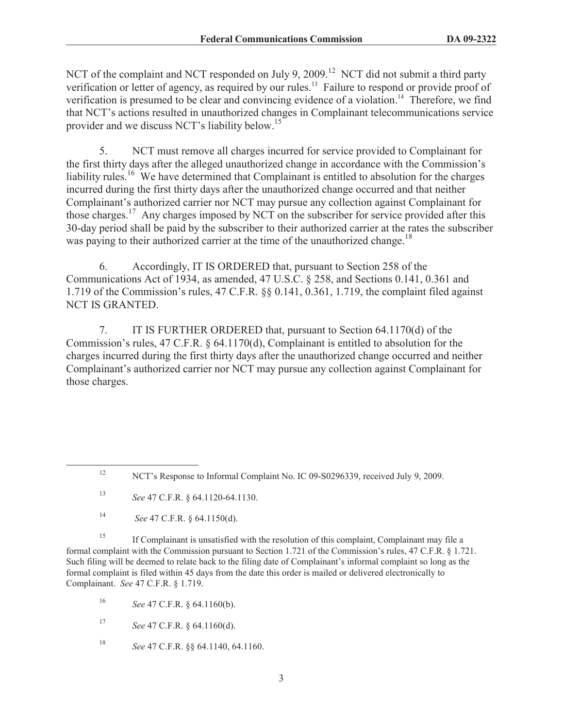NCT of the complaint and NCT responded on July 9, 2009.[12] NCT did not submit a third party verification or letter of agency, as required by our rules.[13] Failure to respond or provide proof of verification is presumed to be clear and convincing evidence of a violation.[14] Therefore, we find that NCT's actions resulted in unauthorized changes in Complainant telecommunications service provider and we discuss NCT's liability below.[15]

5. NCT must remove all charges incurred for service provided to Complainant for the first thirty days after the alleged unauthorized change in accordance with the Commission's liability rules.[16] We have determined that Complainant is entitled to absolution for the charges incurred during the first thirty days after the unauthorized change occurred and that neither Complainant's authorized carrier nor NCT may pursue any collection against Complainant for those charges.[17] Any charges imposed by NCT on the subscriber for service provided after this 30-day period shall be paid by the subscriber to their authorized carrier at the rates the subscriber was paying to their authorized carrier at the time of the unauthorized change.[18]

6. Accordingly, IT IS ORDERED that, pursuant to Section 258 of the Communications Act of 1934, as amended, 47 U.S.C. § 258, and Sections 0.141, 0.361 and 1.719 of the Commission's rules, 47 C.F.R. §§ 0.141, 0.361, 1.719, the complaint filed against NCT IS GRANTED.

7. IT IS FURTHER ORDERED that, pursuant to Section 64.1170(d) of the Commission's rules, 47 C.F.R. § 64.1170(d), Complainant is entitled to absolution for the charges incurred during the first thirty days after the unauthorized change occurred and neither Complainant's authorized carrier nor NCT may pursue any collection against Complainant for those charges.

---

[12] NCT's Response to Informal Complaint No. IC 09-S0296339, received July 9, 2009.

[13] *See* 47 C.F.R. § 64.1120-64.1130.

[14] *See* 47 C.F.R. § 64.1150(d).

[15] If Complainant is unsatisfied with the resolution of this complaint, Complainant may file a formal complaint with the Commission pursuant to Section 1.721 of the Commission's rules, 47 C.F.R. § 1.721. Such filing will be deemed to relate back to the filing date of Complainant's informal complaint so long as the formal complaint is filed within 45 days from the date this order is mailed or delivered electronically to Complainant. *See* 47 C.F.R. § 1.719.

[16] *See* 47 C.F.R. § 64.1160(b).

[17] *See* 47 C.F.R. § 64.1160(d).

[18] *See* 47 C.F.R. §§ 64.1140, 64.1160.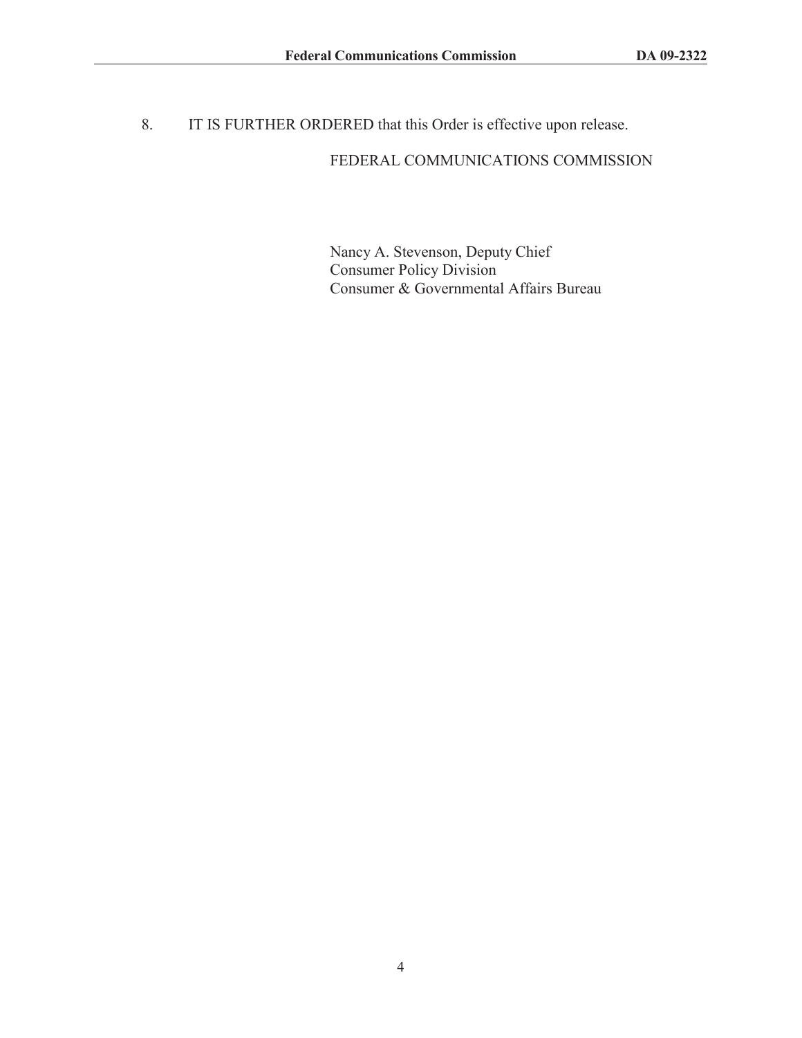8. IT IS FURTHER ORDERED that this Order is effective upon release.

FEDERAL COMMUNICATIONS COMMISSION

Nancy A. Stevenson, Deputy Chief
Consumer Policy Division
Consumer & Governmental Affairs Bureau